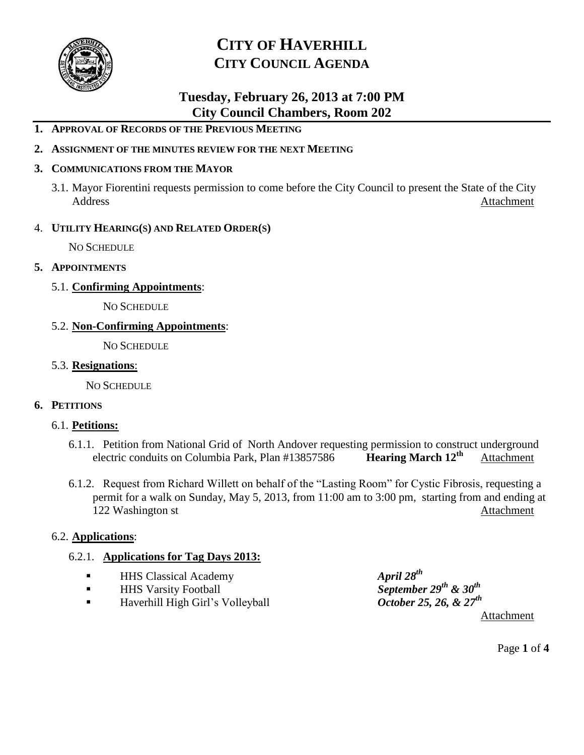# CITY OF HAVERHILL
# CITY COUNCIL AGENDA

## Tuesday, February 26, 2013 at 7:00 PM
## City Council Chambers, Room 202

**1. APPROVAL OF RECORDS OF THE PREVIOUS MEETING**

**2. ASSIGNMENT OF THE MINUTES REVIEW FOR THE NEXT MEETING**

**3. COMMUNICATIONS FROM THE MAYOR**

3.1. Mayor Fiorentini requests permission to come before the City Council to present the State of the City Address — Attachment

4. **UTILITY HEARING(S) AND RELATED ORDER(S)**

NO SCHEDULE

**5. APPOINTMENTS**

5.1. **Confirming Appointments**:

NO SCHEDULE

5.2. **Non-Confirming Appointments**:

NO SCHEDULE

5.3. **Resignations**:

NO SCHEDULE

**6. PETITIONS**

6.1. **Petitions:**

6.1.1. Petition from National Grid of North Andover requesting permission to construct underground electric conduits on Columbia Park, Plan #13857586 **Hearing March 12th** — Attachment

6.1.2. Request from Richard Willett on behalf of the "Lasting Room" for Cystic Fibrosis, requesting a permit for a walk on Sunday, May 5, 2013, from 11:00 am to 3:00 pm, starting from and ending at 122 Washington st — Attachment

6.2. **Applications**:

6.2.1. **Applications for Tag Days 2013:**

- HHS Classical Academy — ***April 28th***
- HHS Varsity Football — ***September 29th & 30th***
- Haverhill High Girl's Volleyball — ***October 25, 26, & 27th***

Attachment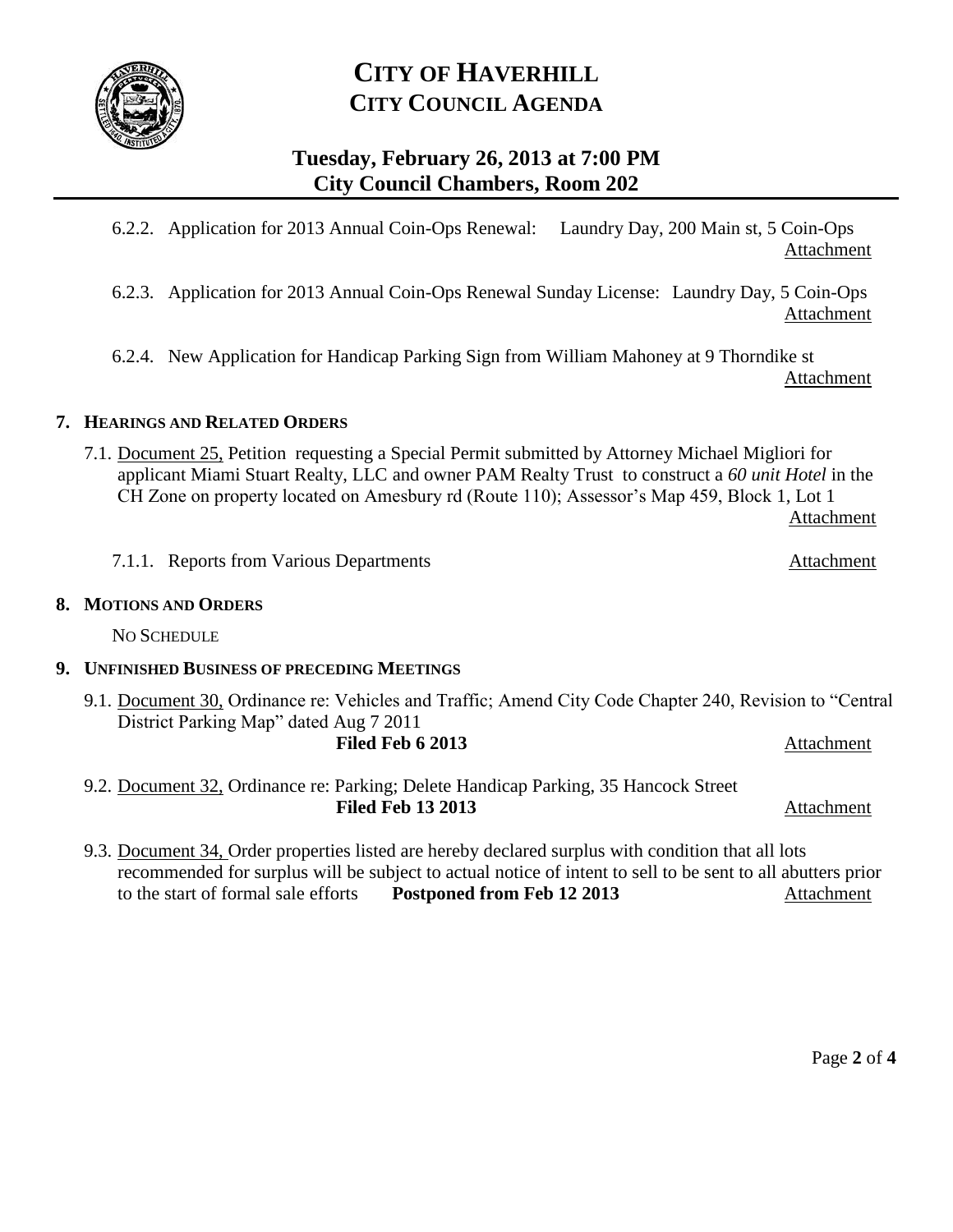# CITY OF HAVERHILL
## CITY COUNCIL AGENDA

### Tuesday, February 26, 2013 at 7:00 PM
### City Council Chambers, Room 202

6.2.2. Application for 2013 Annual Coin-Ops Renewal: Laundry Day, 200 Main st, 5 Coin-Ops
Attachment

6.2.3. Application for 2013 Annual Coin-Ops Renewal Sunday License: Laundry Day, 5 Coin-Ops
Attachment

6.2.4. New Application for Handicap Parking Sign from William Mahoney at 9 Thorndike st
Attachment

**7. HEARINGS AND RELATED ORDERS**

7.1. Document 25, Petition requesting a Special Permit submitted by Attorney Michael Migliori for applicant Miami Stuart Realty, LLC and owner PAM Realty Trust to construct a *60 unit Hotel* in the CH Zone on property located on Amesbury rd (Route 110); Assessor's Map 459, Block 1, Lot 1
Attachment

7.1.1. Reports from Various Departments Attachment

**8. MOTIONS AND ORDERS**

NO SCHEDULE

**9. UNFINISHED BUSINESS OF PRECEDING MEETINGS**

9.1. Document 30, Ordinance re: Vehicles and Traffic; Amend City Code Chapter 240, Revision to "Central District Parking Map" dated Aug 7 2011
**Filed Feb 6 2013** Attachment

9.2. Document 32, Ordinance re: Parking; Delete Handicap Parking, 35 Hancock Street
**Filed Feb 13 2013** Attachment

9.3. Document 34, Order properties listed are hereby declared surplus with condition that all lots recommended for surplus will be subject to actual notice of intent to sell to be sent to all abutters prior to the start of formal sale efforts **Postponed from Feb 12 2013** Attachment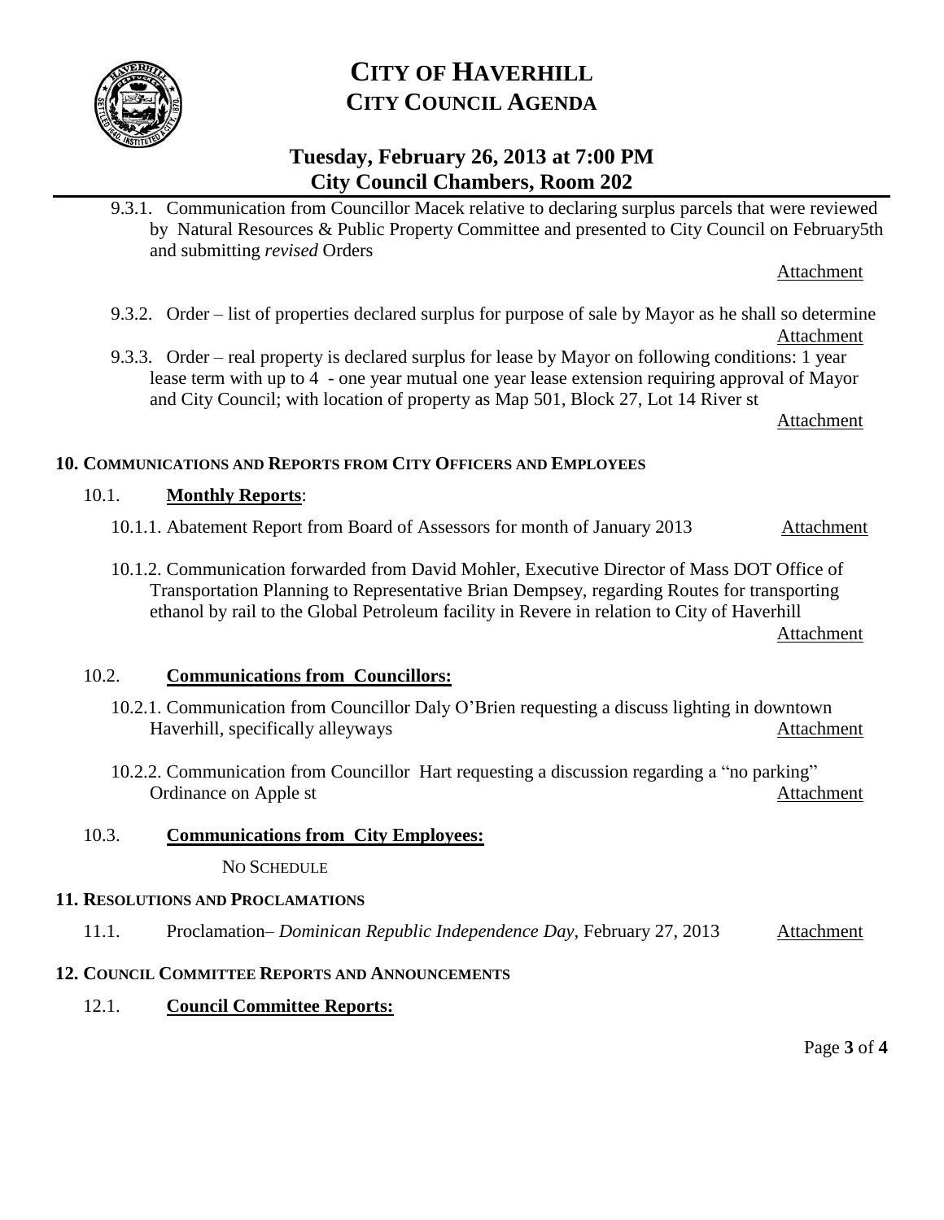# CITY OF HAVERHILL
## CITY COUNCIL AGENDA

### Tuesday, February 26, 2013 at 7:00 PM
### City Council Chambers, Room 202

9.3.1. Communication from Councillor Macek relative to declaring surplus parcels that were reviewed by Natural Resources & Public Property Committee and presented to City Council on February5th and submitting *revised* Orders
Attachment

9.3.2. Order – list of properties declared surplus for purpose of sale by Mayor as he shall so determine
Attachment

9.3.3. Order – real property is declared surplus for lease by Mayor on following conditions: 1 year lease term with up to 4 - one year mutual one year lease extension requiring approval of Mayor and City Council; with location of property as Map 501, Block 27, Lot 14 River st
Attachment

**10. COMMUNICATIONS AND REPORTS FROM CITY OFFICERS AND EMPLOYEES**

10.1. **Monthly Reports**:

10.1.1. Abatement Report from Board of Assessors for month of January 2013 Attachment

10.1.2. Communication forwarded from David Mohler, Executive Director of Mass DOT Office of Transportation Planning to Representative Brian Dempsey, regarding Routes for transporting ethanol by rail to the Global Petroleum facility in Revere in relation to City of Haverhill
Attachment

10.2. **Communications from Councillors:**

10.2.1. Communication from Councillor Daly O'Brien requesting a discuss lighting in downtown Haverhill, specifically alleyways Attachment

10.2.2. Communication from Councillor Hart requesting a discussion regarding a "no parking" Ordinance on Apple st Attachment

10.3. **Communications from City Employees:**

NO SCHEDULE

**11. RESOLUTIONS AND PROCLAMATIONS**

11.1. Proclamation– *Dominican Republic Independence Day,* February 27, 2013 Attachment

**12. COUNCIL COMMITTEE REPORTS AND ANNOUNCEMENTS**

12.1. **Council Committee Reports:**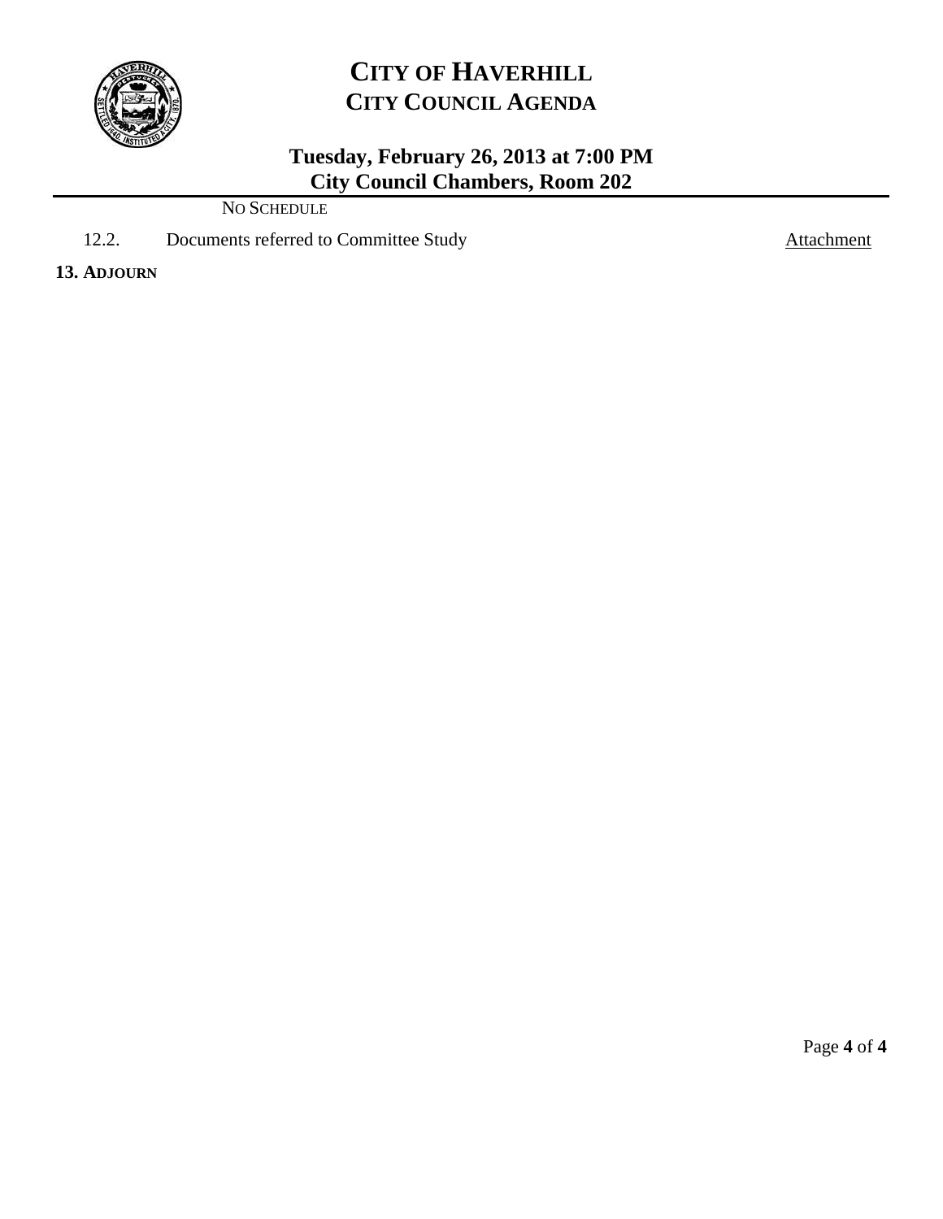# CITY OF HAVERHILL
## CITY COUNCIL AGENDA

**Tuesday, February 26, 2013 at 7:00 PM**
**City Council Chambers, Room 202**

NO SCHEDULE

12.2. Documents referred to Committee Study Attachment

**13. ADJOURN**